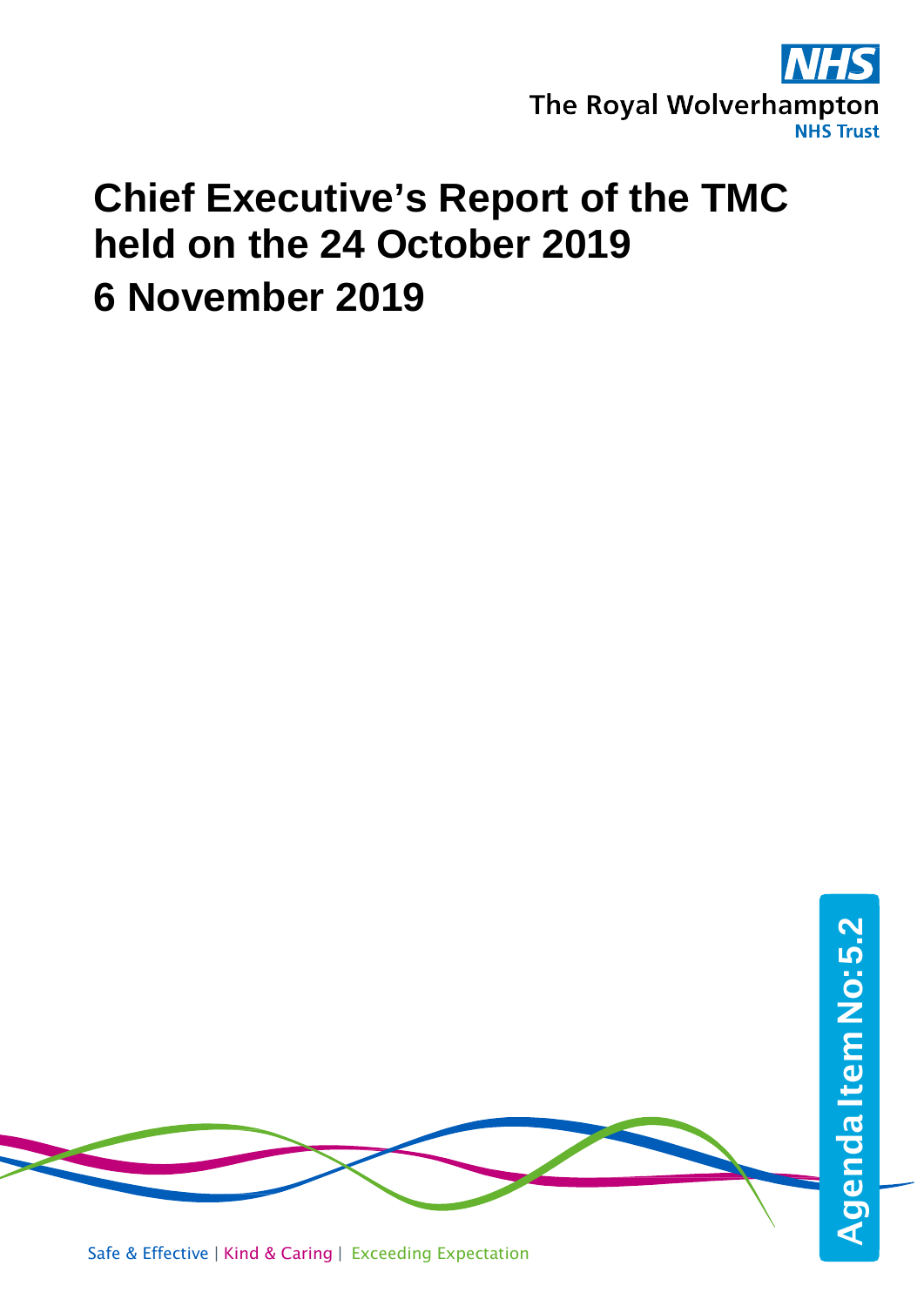The Royal Wolverhampton NHS Trust

# Chief Executive's Report of the TMC held on the 24 October 2019

# 6 November 2019

Agenda Item No: 5.2

Safe & Effective | Kind & Caring | Exceeding Expectation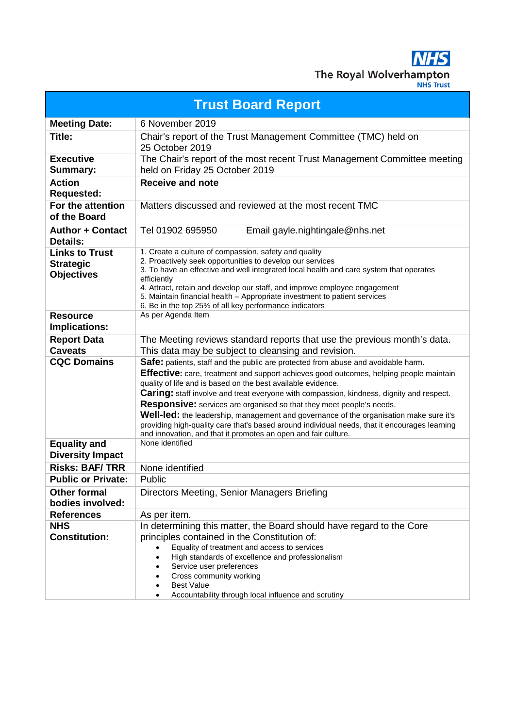NHS
The Royal Wolverhampton
NHS Trust

# Trust Board Report

| | |
|---|---|
| **Meeting Date:** | 6 November 2019 |
| **Title:** | Chair's report of the Trust Management Committee (TMC) held on 25 October 2019 |
| **Executive Summary:** | The Chair's report of the most recent Trust Management Committee meeting held on Friday 25 October 2019 |
| **Action Requested:** | **Receive and note** |
| **For the attention of the Board** | Matters discussed and reviewed at the most recent TMC |
| **Author + Contact Details:** | Tel 01902 695950 Email gayle.nightingale@nhs.net |
| **Links to Trust Strategic Objectives** | 1. Create a culture of compassion, safety and quality<br>2. Proactively seek opportunities to develop our services<br>3. To have an effective and well integrated local health and care system that operates efficiently<br>4. Attract, retain and develop our staff, and improve employee engagement<br>5. Maintain financial health – Appropriate investment to patient services<br>6. Be in the top 25% of all key performance indicators |
| **Resource Implications:** | As per Agenda Item |
| **Report Data Caveats** | The Meeting reviews standard reports that use the previous month's data. This data may be subject to cleansing and revision. |
| **CQC Domains** | **Safe:** patients, staff and the public are protected from abuse and avoidable harm.<br>**Effective:** care, treatment and support achieves good outcomes, helping people maintain quality of life and is based on the best available evidence.<br>**Caring:** staff involve and treat everyone with compassion, kindness, dignity and respect.<br>**Responsive:** services are organised so that they meet people's needs.<br>**Well-led:** the leadership, management and governance of the organisation make sure it's providing high-quality care that's based around individual needs, that it encourages learning and innovation, and that it promotes an open and fair culture. |
| **Equality and Diversity Impact** | None identified |
| **Risks: BAF/ TRR** | None identified |
| **Public or Private:** | Public |
| **Other formal bodies involved:** | Directors Meeting, Senior Managers Briefing |
| **References** | As per item. |
| **NHS Constitution:** | In determining this matter, the Board should have regard to the Core principles contained in the Constitution of:<br>• Equality of treatment and access to services<br>• High standards of excellence and professionalism<br>• Service user preferences<br>• Cross community working<br>• Best Value<br>• Accountability through local influence and scrutiny |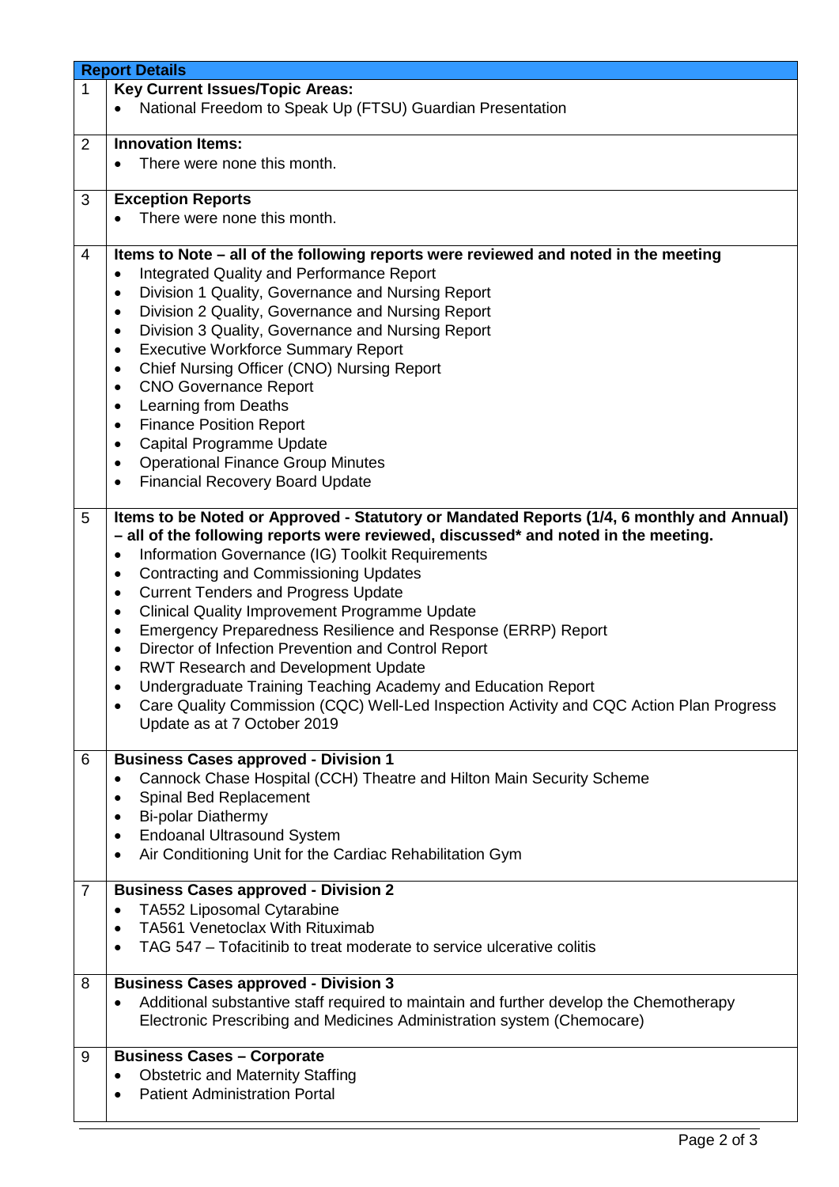| Report Details | |
|---|---|
| 1 | **Key Current Issues/Topic Areas:**<br>• National Freedom to Speak Up (FTSU) Guardian Presentation |
| 2 | **Innovation Items:**<br>• There were none this month. |
| 3 | **Exception Reports**<br>• There were none this month. |
| 4 | **Items to Note – all of the following reports were reviewed and noted in the meeting**<br>• Integrated Quality and Performance Report<br>• Division 1 Quality, Governance and Nursing Report<br>• Division 2 Quality, Governance and Nursing Report<br>• Division 3 Quality, Governance and Nursing Report<br>• Executive Workforce Summary Report<br>• Chief Nursing Officer (CNO) Nursing Report<br>• CNO Governance Report<br>• Learning from Deaths<br>• Finance Position Report<br>• Capital Programme Update<br>• Operational Finance Group Minutes<br>• Financial Recovery Board Update |
| 5 | **Items to be Noted or Approved - Statutory or Mandated Reports (1/4, 6 monthly and Annual) – all of the following reports were reviewed, discussed* and noted in the meeting.**<br>• Information Governance (IG) Toolkit Requirements<br>• Contracting and Commissioning Updates<br>• Current Tenders and Progress Update<br>• Clinical Quality Improvement Programme Update<br>• Emergency Preparedness Resilience and Response (ERRP) Report<br>• Director of Infection Prevention and Control Report<br>• RWT Research and Development Update<br>• Undergraduate Training Teaching Academy and Education Report<br>• Care Quality Commission (CQC) Well-Led Inspection Activity and CQC Action Plan Progress Update as at 7 October 2019 |
| 6 | **Business Cases approved - Division 1**<br>• Cannock Chase Hospital (CCH) Theatre and Hilton Main Security Scheme<br>• Spinal Bed Replacement<br>• Bi-polar Diathermy<br>• Endoanal Ultrasound System<br>• Air Conditioning Unit for the Cardiac Rehabilitation Gym |
| 7 | **Business Cases approved - Division 2**<br>• TA552 Liposomal Cytarabine<br>• TA561 Venetoclax With Rituximab<br>• TAG 547 – Tofacitinib to treat moderate to service ulcerative colitis |
| 8 | **Business Cases approved - Division 3**<br>• Additional substantive staff required to maintain and further develop the Chemotherapy Electronic Prescribing and Medicines Administration system (Chemocare) |
| 9 | **Business Cases – Corporate**<br>• Obstetric and Maternity Staffing<br>• Patient Administration Portal |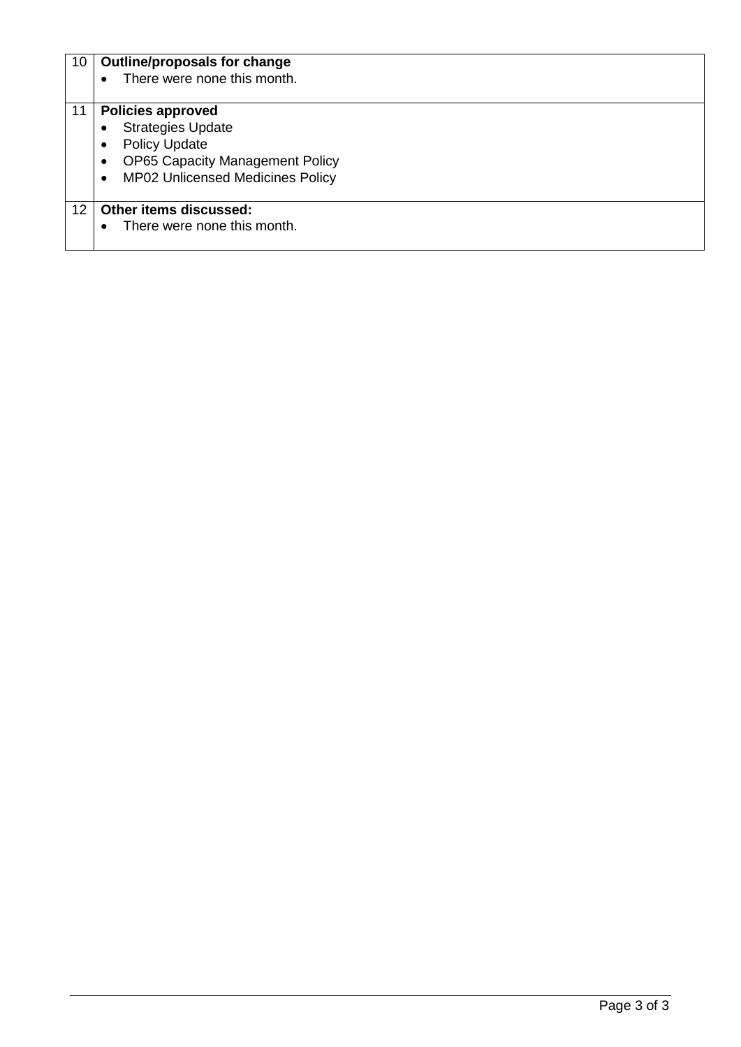| | |
|---|---|
| 10 | **Outline/proposals for change**<br>• There were none this month. |
| 11 | **Policies approved**<br>• Strategies Update<br>• Policy Update<br>• OP65 Capacity Management Policy<br>• MP02 Unlicensed Medicines Policy |
| 12 | **Other items discussed:**<br>• There were none this month. |